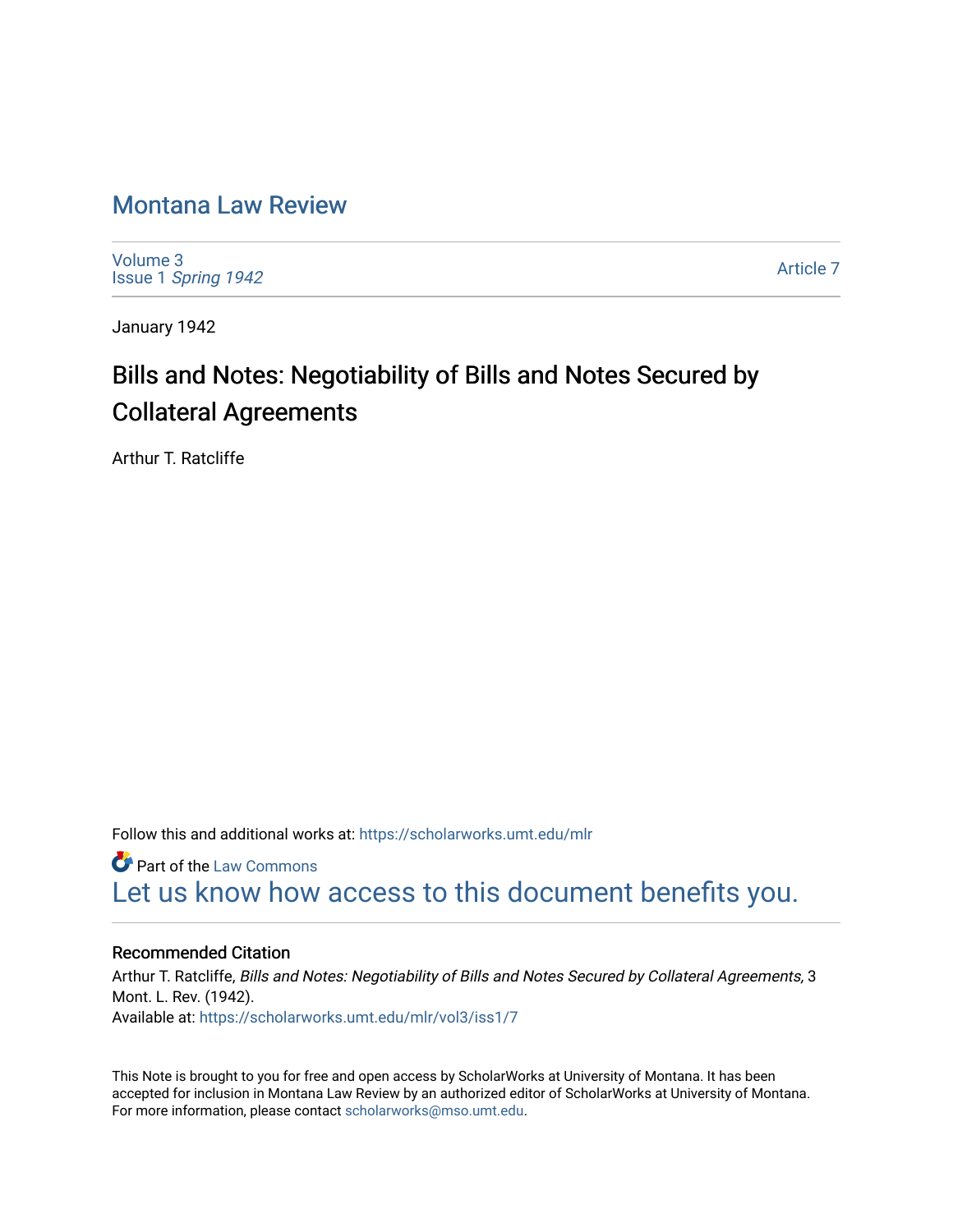# Montana Law Review

Volume 3
Issue 1 *Spring 1942*

Article 7

January 1942

## Bills and Notes: Negotiability of Bills and Notes Secured by Collateral Agreements

Arthur T. Ratcliffe

Follow this and additional works at: https://scholarworks.umt.edu/mlr

Part of the Law Commons

Let us know how access to this document benefits you.

### Recommended Citation

Arthur T. Ratcliffe, *Bills and Notes: Negotiability of Bills and Notes Secured by Collateral Agreements,* 3 Mont. L. Rev. (1942).
Available at: https://scholarworks.umt.edu/mlr/vol3/iss1/7

This Note is brought to you for free and open access by ScholarWorks at University of Montana. It has been accepted for inclusion in Montana Law Review by an authorized editor of ScholarWorks at University of Montana. For more information, please contact scholarworks@mso.umt.edu.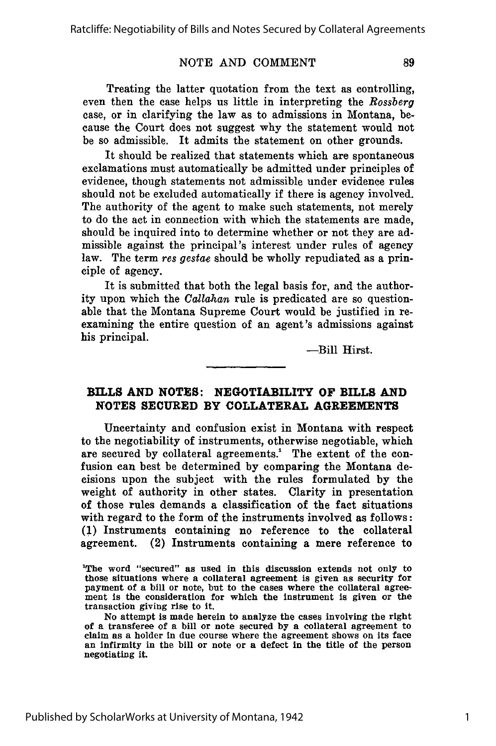Treating the latter quotation from the text as controlling, even then the case helps us little in interpreting the *Rossberg* case, or in clarifying the law as to admissions in Montana, because the Court does not suggest why the statement would not be so admissible. It admits the statement on other grounds.

It should be realized that statements which are spontaneous exclamations must automatically be admitted under principles of evidence, though statements not admissible under evidence rules should not be excluded automatically if there is agency involved. The authority of the agent to make such statements, not merely to do the act in connection with which the statements are made, should be inquired into to determine whether or not they are admissible against the principal's interest under rules of agency law. The term *res gestae* should be wholly repudiated as a principle of agency.

It is submitted that both the legal basis for, and the authority upon which the *Callahan* rule is predicated are so questionable that the Montana Supreme Court would be justified in reexamining the entire question of an agent's admissions against his principal.

—Bill Hirst.

## BILLS AND NOTES: NEGOTIABILITY OF BILLS AND NOTES SECURED BY COLLATERAL AGREEMENTS

Uncertainty and confusion exist in Montana with respect to the negotiability of instruments, otherwise negotiable, which are secured by collateral agreements.[1] The extent of the confusion can best be determined by comparing the Montana decisions upon the subject with the rules formulated by the weight of authority in other states. Clarity in presentation of those rules demands a classification of the fact situations with regard to the form of the instruments involved as follows: (1) Instruments containing no reference to the collateral agreement. (2) Instruments containing a mere reference to

[1]The word "secured" as used in this discussion extends not only to those situations where a collateral agreement is given as security for payment of a bill or note, but to the cases where the collateral agreement is the consideration for which the instrument is given or the transaction giving rise to it.

No attempt is made herein to analyze the cases involving the right of a transferee of a bill or note secured by a collateral agreement to claim as a holder in due course where the agreement shows on its face an infirmity in the bill or note or a defect in the title of the person negotiating it.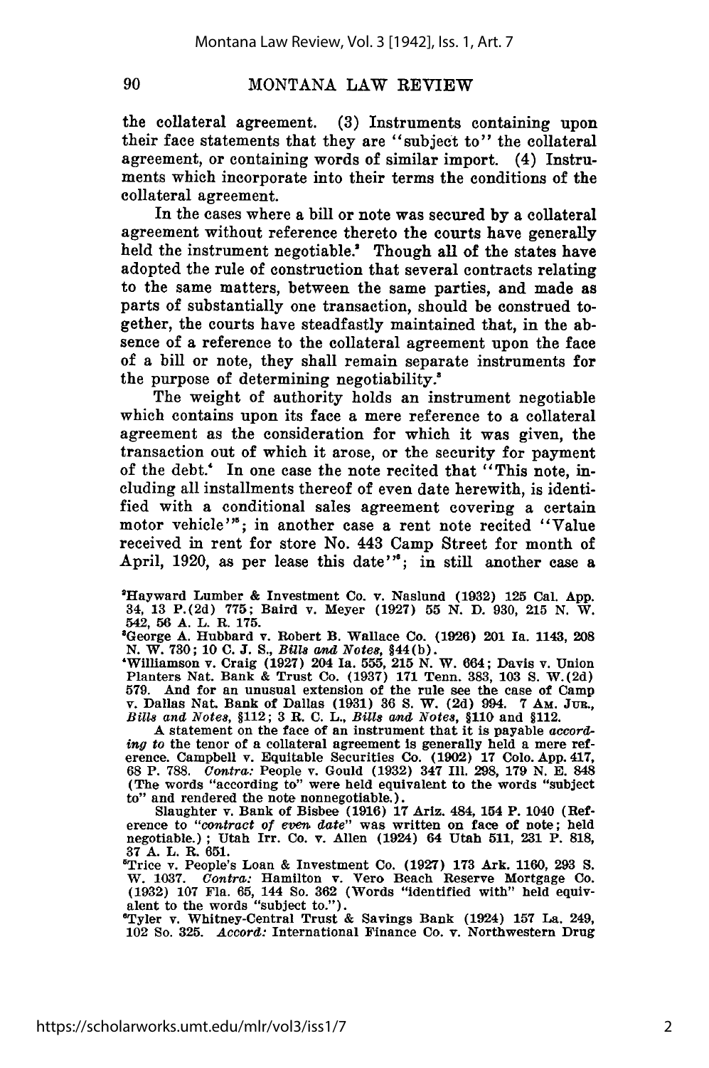the collateral agreement. (3) Instruments containing upon their face statements that they are "subject to" the collateral agreement, or containing words of similar import. (4) Instruments which incorporate into their terms the conditions of the collateral agreement.

In the cases where a bill or note was secured by a collateral agreement without reference thereto the courts have generally held the instrument negotiable.[2] Though all of the states have adopted the rule of construction that several contracts relating to the same matters, between the same parties, and made as parts of substantially one transaction, should be construed together, the courts have steadfastly maintained that, in the absence of a reference to the collateral agreement upon the face of a bill or note, they shall remain separate instruments for the purpose of determining negotiability.[3]

The weight of authority holds an instrument negotiable which contains upon its face a mere reference to a collateral agreement as the consideration for which it was given, the transaction out of which it arose, or the security for payment of the debt.[4] In one case the note recited that "This note, including all installments thereof of even date herewith, is identified with a conditional sales agreement covering a certain motor vehicle"[5]; in another case a rent note recited "Value received in rent for store No. 443 Camp Street for month of April, 1920, as per lease this date"[6]; in still another case a

[2]Hayward Lumber & Investment Co. v. Naslund (1932) 125 Cal. App. 34, 13 P.(2d) 775; Baird v. Meyer (1927) 55 N. D. 930, 215 N. W. 542, 56 A. L. R. 175.

[3]George A. Hubbard v. Robert B. Wallace Co. (1926) 201 Ia. 1143, 208 N. W. 730; 10 C. J. S., *Bills and Notes*, §44(b).

[4]Williamson v. Craig (1927) 204 Ia. 555, 215 N. W. 664; Davis v. Union Planters Nat. Bank & Trust Co. (1937) 171 Tenn. 383, 103 S. W.(2d) 579. And for an unusual extension of the rule see the case of Camp v. Dallas Nat. Bank of Dallas (1931) 36 S. W. (2d) 994. 7 AM. JUR., *Bills and Notes*, §112; 3 R. C. L., *Bills and Notes*, §110 and §112.

A statement on the face of an instrument that it is payable *according to* the tenor of a collateral agreement is generally held a mere reference. Campbell v. Equitable Securities Co. (1902) 17 Colo. App. 417, 68 P. 788. *Contra:* People v. Gould (1932) 347 Ill. 298, 179 N. E. 848 (The words "according to" were held equivalent to the words "subject to" and rendered the note nonnegotiable.).

Slaughter v. Bank of Bisbee (1916) 17 Ariz. 484, 154 P. 1040 (Reference to "*contract of even date*" was written on face of note; held negotiable.); Utah Irr. Co. v. Allen (1924) 64 Utah 511, 231 P. 818, 37 A. L. R. 651.

[5]Trice v. People's Loan & Investment Co. (1927) 173 Ark. 1160, 293 S. W. 1037. *Contra:* Hamilton v. Vero Beach Reserve Mortgage Co. (1932) 107 Fla. 65, 144 So. 362 (Words "identified with" held equivalent to the words "subject to.").

[6]Tyler v. Whitney-Central Trust & Savings Bank (1924) 157 La. 249, 102 So. 325. *Accord:* International Finance Co. v. Northwestern Drug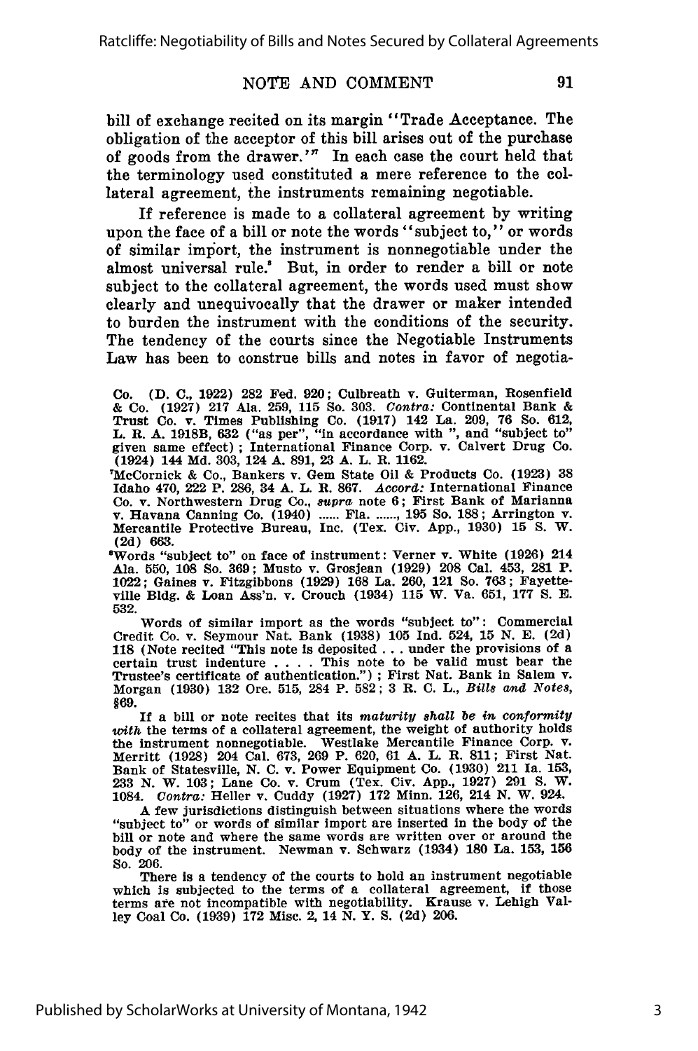bill of exchange recited on its margin "Trade Acceptance. The obligation of the acceptor of this bill arises out of the purchase of goods from the drawer."[7] In each case the court held that the terminology used constituted a mere reference to the collateral agreement, the instruments remaining negotiable.

If reference is made to a collateral agreement by writing upon the face of a bill or note the words "subject to," or words of similar import, the instrument is nonnegotiable under the almost universal rule.[8] But, in order to render a bill or note subject to the collateral agreement, the words used must show clearly and unequivocally that the drawer or maker intended to burden the instrument with the conditions of the security. The tendency of the courts since the Negotiable Instruments Law has been to construe bills and notes in favor of negotia-

Co. (D. C., 1922) 282 Fed. 920; Culbreath v. Guiterman, Rosenfield & Co. (1927) 217 Ala. 259, 115 So. 303. *Contra:* Continental Bank & Trust Co. v. Times Publishing Co. (1917) 142 La. 209, 76 So. 612, L. R. A. 1918B, 632 ("as per", "in accordance with ", and "subject to" given same effect); International Finance Corp. v. Calvert Drug Co. (1924) 144 Md. 303, 124 A. 891, 23 A. L. R. 1162.

[7]McCornick & Co., Bankers v. Gem State Oil & Products Co. (1923) 38 Idaho 470, 222 P. 286, 34 A. L. R. 867. *Accord:* International Finance Co. v. Northwestern Drug Co., *supra* note 6; First Bank of Marianna v. Havana Canning Co. (1940) ...... Fla. ......, 195 So. 188; Arrington v. Mercantile Protective Bureau, Inc. (Tex. Civ. App., 1930) 15 S. W. (2d) 663.

[8]Words "subject to" on face of instrument: Verner v. White (1926) 214 Ala. 550, 108 So. 369; Musto v. Grosjean (1929) 208 Cal. 453, 281 P. 1022; Gaines v. Fitzgibbons (1929) 168 La. 260, 121 So. 763; Fayetteville Bldg. & Loan Ass'n. v. Crouch (1934) 115 W. Va. 651, 177 S. E. 532.

Words of similar import as the words "subject to": Commercial Credit Co. v. Seymour Nat. Bank (1938) 105 Ind. 524, 15 N. E. (2d) 118 (Note recited "This note is deposited . . . under the provisions of a certain trust indenture . . . . This note to be valid must bear the Trustee's certificate of authentication."); First Nat. Bank in Salem v. Morgan (1930) 132 Ore. 515, 284 P. 582; 3 R. C. L., *Bills and Notes*, §69.

If a bill or note recites that its *maturity shall be in conformity with* the terms of a collateral agreement, the weight of authority holds the instrument nonnegotiable. Westlake Mercantile Finance Corp. v. Merritt (1928) 204 Cal. 673, 269 P. 620, 61 A. L. R. 811; First Nat. Bank of Statesville, N. C. v. Power Equipment Co. (1930) 211 Ia. 153, 233 N. W. 103; Lane Co. v. Crum (Tex. Civ. App., 1927) 291 S. W. 1084. *Contra:* Heller v. Cuddy (1927) 172 Minn. 126, 214 N. W. 924.

A few jurisdictions distinguish between situations where the words "subject to" or words of similar import are inserted in the body of the bill or note and where the same words are written over or around the body of the instrument. Newman v. Schwarz (1934) 180 La. 153, 156 So. 206.

There is a tendency of the courts to hold an instrument negotiable which is subjected to the terms of a collateral agreement, if those terms are not incompatible with negotiability. Krause v. Lehigh Valley Coal Co. (1939) 172 Misc. 2, 14 N. Y. S. (2d) 206.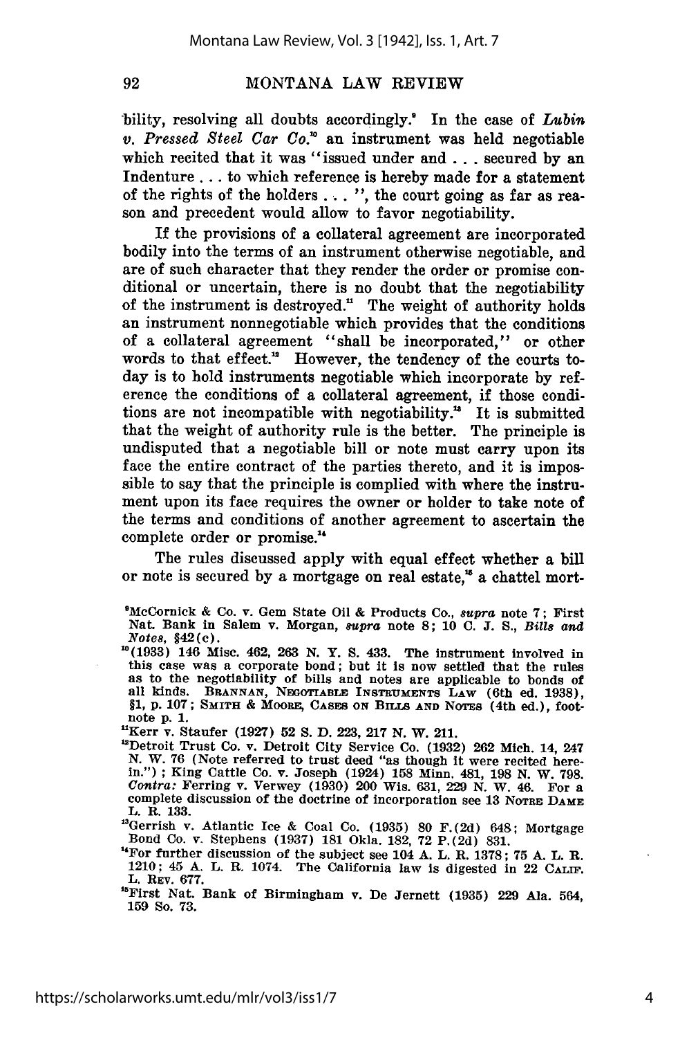bility, resolving all doubts accordingly.[9] In the case of *Lubin v. Pressed Steel Car Co.*[10] an instrument was held negotiable which recited that it was "issued under and . . . secured by an Indenture . . . to which reference is hereby made for a statement of the rights of the holders . . . ", the court going as far as reason and precedent would allow to favor negotiability.

If the provisions of a collateral agreement are incorporated bodily into the terms of an instrument otherwise negotiable, and are of such character that they render the order or promise conditional or uncertain, there is no doubt that the negotiability of the instrument is destroyed.[11] The weight of authority holds an instrument nonnegotiable which provides that the conditions of a collateral agreement "shall be incorporated," or other words to that effect.[12] However, the tendency of the courts today is to hold instruments negotiable which incorporate by reference the conditions of a collateral agreement, if those conditions are not incompatible with negotiability.[13] It is submitted that the weight of authority rule is the better. The principle is undisputed that a negotiable bill or note must carry upon its face the entire contract of the parties thereto, and it is impossible to say that the principle is complied with where the instrument upon its face requires the owner or holder to take note of the terms and conditions of another agreement to ascertain the complete order or promise.[14]

The rules discussed apply with equal effect whether a bill or note is secured by a mortgage on real estate,[15] a chattel mort-

---

[9]McCornick & Co. v. Gem State Oil & Products Co., *supra* note 7; First Nat. Bank in Salem v. Morgan, *supra* note 8; 10 C. J. S., *Bills and Notes*, §42(c).

[10](1933) 146 Misc. 462, 263 N. Y. S. 433. The instrument involved in this case was a corporate bond; but it is now settled that the rules as to the negotiability of bills and notes are applicable to bonds of all kinds. BRANNAN, NEGOTIABLE INSTRUMENTS LAW (6th ed. 1938), §1, p. 107; SMITH & MOORE, CASES ON BILLS AND NOTES (4th ed.), footnote p. 1.

[11]Kerr v. Staufer (1927) 52 S. D. 223, 217 N. W. 211.

[12]Detroit Trust Co. v. Detroit City Service Co. (1932) 262 Mich. 14, 247 N. W. 76 (Note referred to trust deed "as though it were recited herein.") ; King Cattle Co. v. Joseph (1924) 158 Minn. 481, 198 N. W. 798. *Contra:* Ferring v. Verwey (1930) 200 Wis. 631, 229 N. W. 46. For a complete discussion of the doctrine of incorporation see 13 NOTRE DAME L. R. 133.

[13]Gerrish v. Atlantic Ice & Coal Co. (1935) 80 F.(2d) 648; Mortgage Bond Co. v. Stephens (1937) 181 Okla. 182, 72 P.(2d) 831.

[14]For further discussion of the subject see 104 A. L. R. 1378; 75 A. L. R. 1210; 45 A. L. R. 1074. The California law is digested in 22 CALIF. L. REV. 677.

[15]First Nat. Bank of Birmingham v. De Jernett (1935) 229 Ala. 564, 159 So. 73.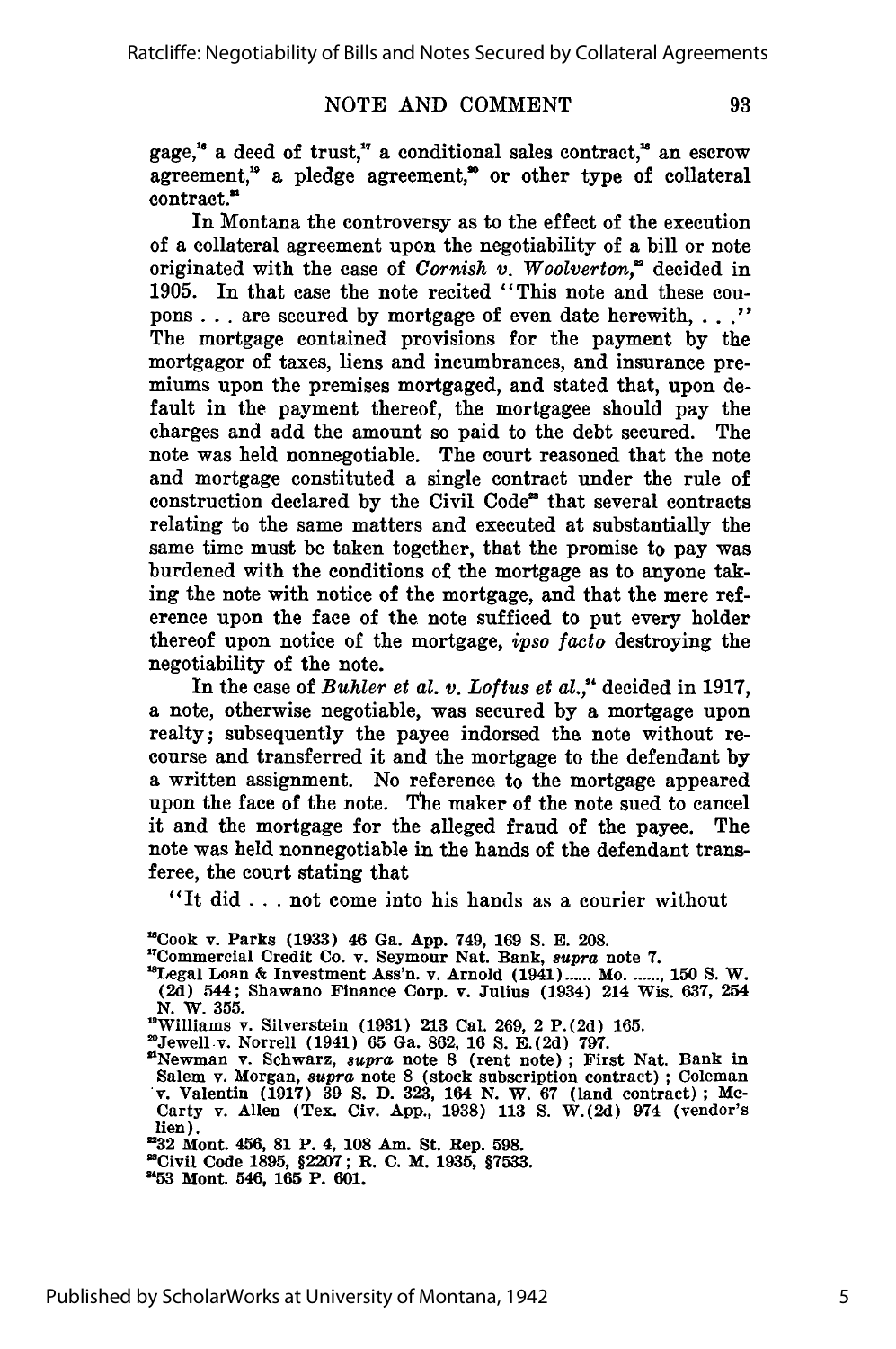gage,[16] a deed of trust,[17] a conditional sales contract,[18] an escrow agreement,[19] a pledge agreement,[20] or other type of collateral contract.[21]

In Montana the controversy as to the effect of the execution of a collateral agreement upon the negotiability of a bill or note originated with the case of *Cornish v. Woolverton*,[22] decided in 1905. In that case the note recited "This note and these coupons . . . are secured by mortgage of even date herewith, . . ." The mortgage contained provisions for the payment by the mortgagor of taxes, liens and incumbrances, and insurance premiums upon the premises mortgaged, and stated that, upon default in the payment thereof, the mortgagee should pay the charges and add the amount so paid to the debt secured. The note was held nonnegotiable. The court reasoned that the note and mortgage constituted a single contract under the rule of construction declared by the Civil Code[23] that several contracts relating to the same matters and executed at substantially the same time must be taken together, that the promise to pay was burdened with the conditions of the mortgage as to anyone taking the note with notice of the mortgage, and that the mere reference upon the face of the note sufficed to put every holder thereof upon notice of the mortgage, *ipso facto* destroying the negotiability of the note.

In the case of *Buhler et al. v. Loftus et al.*,[24] decided in 1917, a note, otherwise negotiable, was secured by a mortgage upon realty; subsequently the payee indorsed the note without recourse and transferred it and the mortgage to the defendant by a written assignment. No reference to the mortgage appeared upon the face of the note. The maker of the note sued to cancel it and the mortgage for the alleged fraud of the payee. The note was held nonnegotiable in the hands of the defendant transferee, the court stating that

"It did . . . not come into his hands as a courier without

[16]Cook v. Parks (1933) 46 Ga. App. 749, 169 S. E. 208.

[17]Commercial Credit Co. v. Seymour Nat. Bank, *supra* note 7.

[18]Legal Loan & Investment Ass'n. v. Arnold (1941)...... Mo. ......, 150 S. W. (2d) 544; Shawano Finance Corp. v. Julius (1934) 214 Wis. 637, 254 N. W. 355.

[19]Williams v. Silverstein (1931) 213 Cal. 269, 2 P.(2d) 165.

[20]Jewell v. Norrell (1941) 65 Ga. 862, 16 S. E.(2d) 797.

[21]Newman v. Schwarz, *supra* note 8 (rent note); First Nat. Bank in Salem v. Morgan, *supra* note 8 (stock subscription contract); Coleman v. Valentin (1917) 39 S. D. 323, 164 N. W. 67 (land contract); McCarty v. Allen (Tex. Civ. App., 1938) 113 S. W.(2d) 974 (vendor's lien).

[22]32 Mont. 456, 81 P. 4, 108 Am. St. Rep. 598.

[23]Civil Code 1895, §2207; R. C. M. 1935, §7533.

[24]53 Mont. 546, 165 P. 601.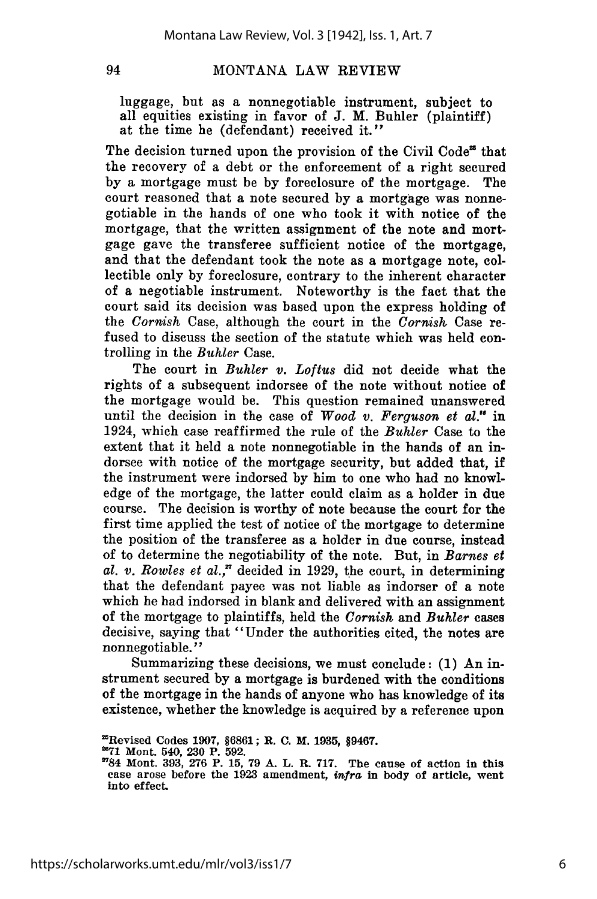luggage, but as a nonnegotiable instrument, subject to all equities existing in favor of J. M. Buhler (plaintiff) at the time he (defendant) received it."

The decision turned upon the provision of the Civil Code[25] that the recovery of a debt or the enforcement of a right secured by a mortgage must be by foreclosure of the mortgage. The court reasoned that a note secured by a mortgage was nonnegotiable in the hands of one who took it with notice of the mortgage, that the written assignment of the note and mortgage gave the transferee sufficient notice of the mortgage, and that the defendant took the note as a mortgage note, collectible only by foreclosure, contrary to the inherent character of a negotiable instrument. Noteworthy is the fact that the court said its decision was based upon the express holding of the *Cornish* Case, although the court in the *Cornish* Case refused to discuss the section of the statute which was held controlling in the *Buhler* Case.

The court in *Buhler v. Loftus* did not decide what the rights of a subsequent indorsee of the note without notice of the mortgage would be. This question remained unanswered until the decision in the case of *Wood v. Ferguson et al.*[26] in 1924, which case reaffirmed the rule of the *Buhler* Case to the extent that it held a note nonnegotiable in the hands of an indorsee with notice of the mortgage security, but added that, if the instrument were indorsed by him to one who had no knowledge of the mortgage, the latter could claim as a holder in due course. The decision is worthy of note because the court for the first time applied the test of notice of the mortgage to determine the position of the transferee as a holder in due course, instead of to determine the negotiability of the note. But, in *Barnes et al. v. Rowles et al.*,[27] decided in 1929, the court, in determining that the defendant payee was not liable as indorser of a note which he had indorsed in blank and delivered with an assignment of the mortgage to plaintiffs, held the *Cornish* and *Buhler* cases decisive, saying that "Under the authorities cited, the notes are nonnegotiable."

Summarizing these decisions, we must conclude: (1) An instrument secured by a mortgage is burdened with the conditions of the mortgage in the hands of anyone who has knowledge of its existence, whether the knowledge is acquired by a reference upon

[25] Revised Codes 1907, §6861; R. C. M. 1935, §9467.

[26] 71 Mont. 540, 230 P. 592.

[27] 84 Mont. 393, 276 P. 15, 79 A. L. R. 717. The cause of action in this case arose before the 1923 amendment, *infra* in body of article, went into effect.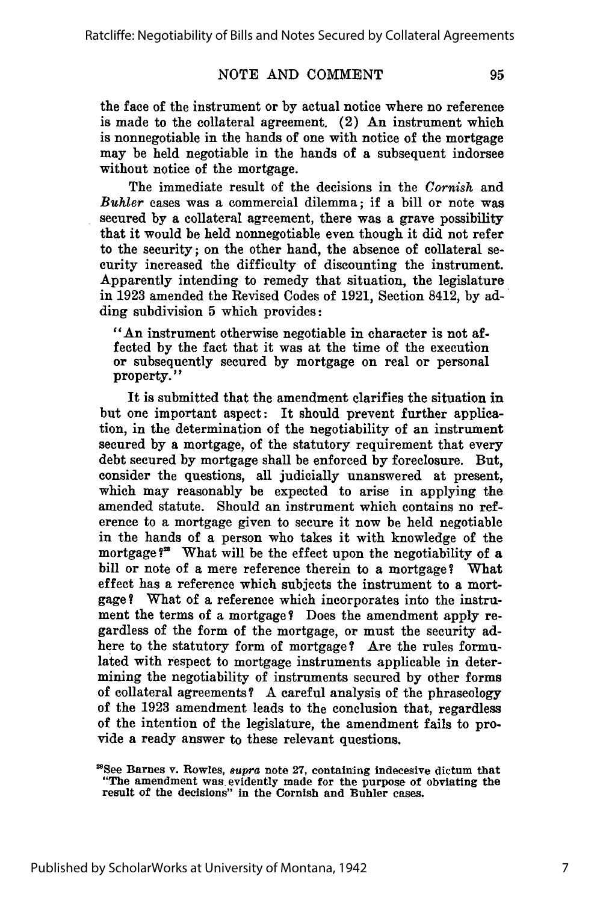the face of the instrument or by actual notice where no reference is made to the collateral agreement. (2) An instrument which is nonnegotiable in the hands of one with notice of the mortgage may be held negotiable in the hands of a subsequent indorsee without notice of the mortgage.

The immediate result of the decisions in the *Cornish* and *Buhler* cases was a commercial dilemma; if a bill or note was secured by a collateral agreement, there was a grave possibility that it would be held nonnegotiable even though it did not refer to the security; on the other hand, the absence of collateral security increased the difficulty of discounting the instrument. Apparently intending to remedy that situation, the legislature in 1923 amended the Revised Codes of 1921, Section 8412, by adding subdivision 5 which provides:

> "An instrument otherwise negotiable in character is not affected by the fact that it was at the time of the execution or subsequently secured by mortgage on real or personal property."

It is submitted that the amendment clarifies the situation in but one important aspect: It should prevent further application, in the determination of the negotiability of an instrument secured by a mortgage, of the statutory requirement that every debt secured by mortgage shall be enforced by foreclosure. But, consider the questions, all judicially unanswered at present, which may reasonably be expected to arise in applying the amended statute. Should an instrument which contains no reference to a mortgage given to secure it now be held negotiable in the hands of a person who takes it with knowledge of the mortgage?[28] What will be the effect upon the negotiability of a bill or note of a mere reference therein to a mortgage? What effect has a reference which subjects the instrument to a mortgage? What of a reference which incorporates into the instrument the terms of a mortgage? Does the amendment apply regardless of the form of the mortgage, or must the security adhere to the statutory form of mortgage? Are the rules formulated with respect to mortgage instruments applicable in determining the negotiability of instruments secured by other forms of collateral agreements? A careful analysis of the phraseology of the 1923 amendment leads to the conclusion that, regardless of the intention of the legislature, the amendment fails to provide a ready answer to these relevant questions.

[28] See Barnes v. Rowles, *supra* note 27, containing indecesive dictum that "The amendment was evidently made for the purpose of obviating the result of the decisions" in the Cornish and Buhler cases.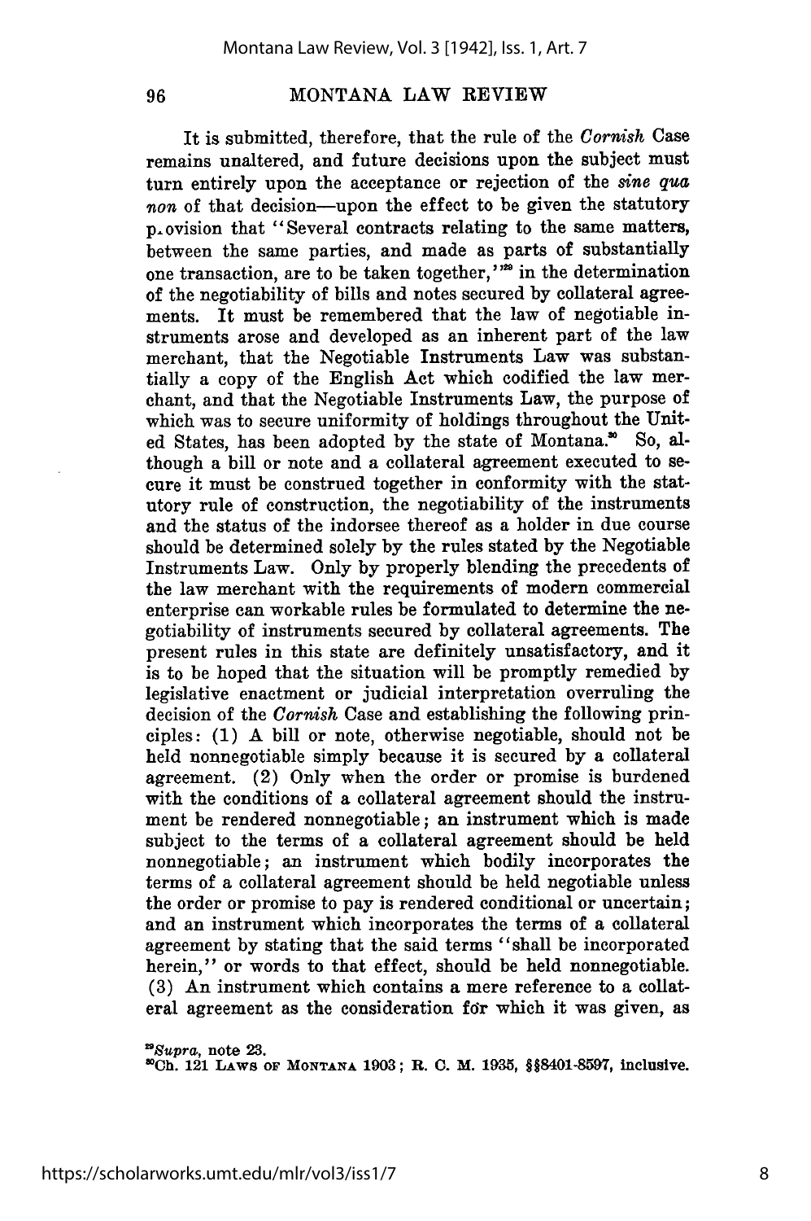It is submitted, therefore, that the rule of the *Cornish* Case remains unaltered, and future decisions upon the subject must turn entirely upon the acceptance or rejection of the *sine qua non* of that decision—upon the effect to be given the statutory provision that "Several contracts relating to the same matters, between the same parties, and made as parts of substantially one transaction, are to be taken together,"[29] in the determination of the negotiability of bills and notes secured by collateral agreements. It must be remembered that the law of negotiable instruments arose and developed as an inherent part of the law merchant, that the Negotiable Instruments Law was substantially a copy of the English Act which codified the law merchant, and that the Negotiable Instruments Law, the purpose of which was to secure uniformity of holdings throughout the United States, has been adopted by the state of Montana.[30] So, although a bill or note and a collateral agreement executed to secure it must be construed together in conformity with the statutory rule of construction, the negotiability of the instruments and the status of the indorsee thereof as a holder in due course should be determined solely by the rules stated by the Negotiable Instruments Law. Only by properly blending the precedents of the law merchant with the requirements of modern commercial enterprise can workable rules be formulated to determine the negotiability of instruments secured by collateral agreements. The present rules in this state are definitely unsatisfactory, and it is to be hoped that the situation will be promptly remedied by legislative enactment or judicial interpretation overruling the decision of the *Cornish* Case and establishing the following principles: (1) A bill or note, otherwise negotiable, should not be held nonnegotiable simply because it is secured by a collateral agreement. (2) Only when the order or promise is burdened with the conditions of a collateral agreement should the instrument be rendered nonnegotiable; an instrument which is made subject to the terms of a collateral agreement should be held nonnegotiable; an instrument which bodily incorporates the terms of a collateral agreement should be held negotiable unless the order or promise to pay is rendered conditional or uncertain; and an instrument which incorporates the terms of a collateral agreement by stating that the said terms "shall be incorporated herein," or words to that effect, should be held nonnegotiable. (3) An instrument which contains a mere reference to a collateral agreement as the consideration for which it was given, as

[29] *Supra*, note 23.

[30] Ch. 121 LAWS OF MONTANA 1903; R. C. M. 1935, §§8401-8597, inclusive.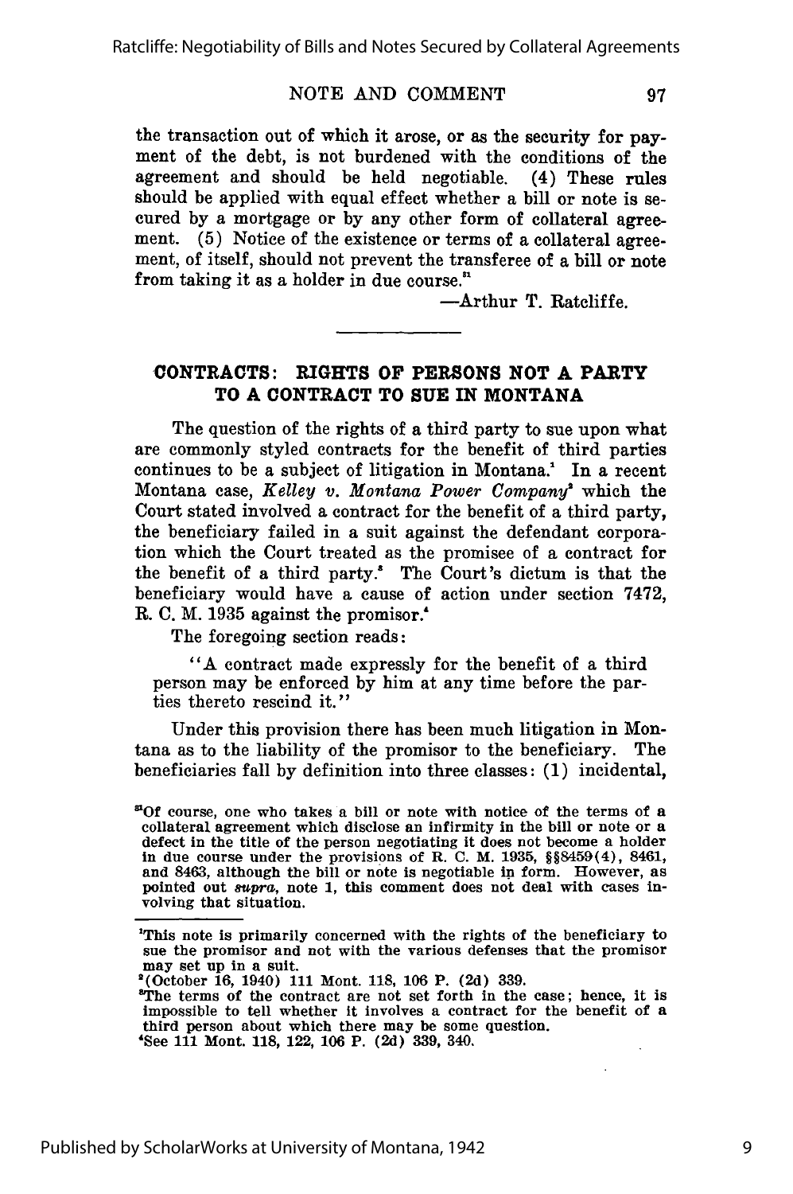the transaction out of which it arose, or as the security for payment of the debt, is not burdened with the conditions of the agreement and should be held negotiable. (4) These rules should be applied with equal effect whether a bill or note is secured by a mortgage or by any other form of collateral agreement. (5) Notice of the existence or terms of a collateral agreement, of itself, should not prevent the transferee of a bill or note from taking it as a holder in due course.[81]

—Arthur T. Ratcliffe.

## CONTRACTS: RIGHTS OF PERSONS NOT A PARTY TO A CONTRACT TO SUE IN MONTANA

The question of the rights of a third party to sue upon what are commonly styled contracts for the benefit of third parties continues to be a subject of litigation in Montana.[1] In a recent Montana case, *Kelley v. Montana Power Company*[2] which the Court stated involved a contract for the benefit of a third party, the beneficiary failed in a suit against the defendant corporation which the Court treated as the promisee of a contract for the benefit of a third party.[3] The Court's dictum is that the beneficiary would have a cause of action under section 7472, R. C. M. 1935 against the promisor.[4]

The foregoing section reads:

> "A contract made expressly for the benefit of a third person may be enforced by him at any time before the parties thereto rescind it."

Under this provision there has been much litigation in Montana as to the liability of the promisor to the beneficiary. The beneficiaries fall by definition into three classes: (1) incidental,

---

[81]Of course, one who takes a bill or note with notice of the terms of a collateral agreement which disclose an infirmity in the bill or note or a defect in the title of the person negotiating it does not become a holder in due course under the provisions of R. C. M. 1935, §§8459(4), 8461, and 8463, although the bill or note is negotiable in form. However, as pointed out *supra*, note 1, this comment does not deal with cases involving that situation.

[1]This note is primarily concerned with the rights of the beneficiary to sue the promisor and not with the various defenses that the promisor may set up in a suit.

[2](October 16, 1940) 111 Mont. 118, 106 P. (2d) 339.

[3]The terms of the contract are not set forth in the case; hence, it is impossible to tell whether it involves a contract for the benefit of a third person about which there may be some question.

[4]See 111 Mont. 118, 122, 106 P. (2d) 339, 340.